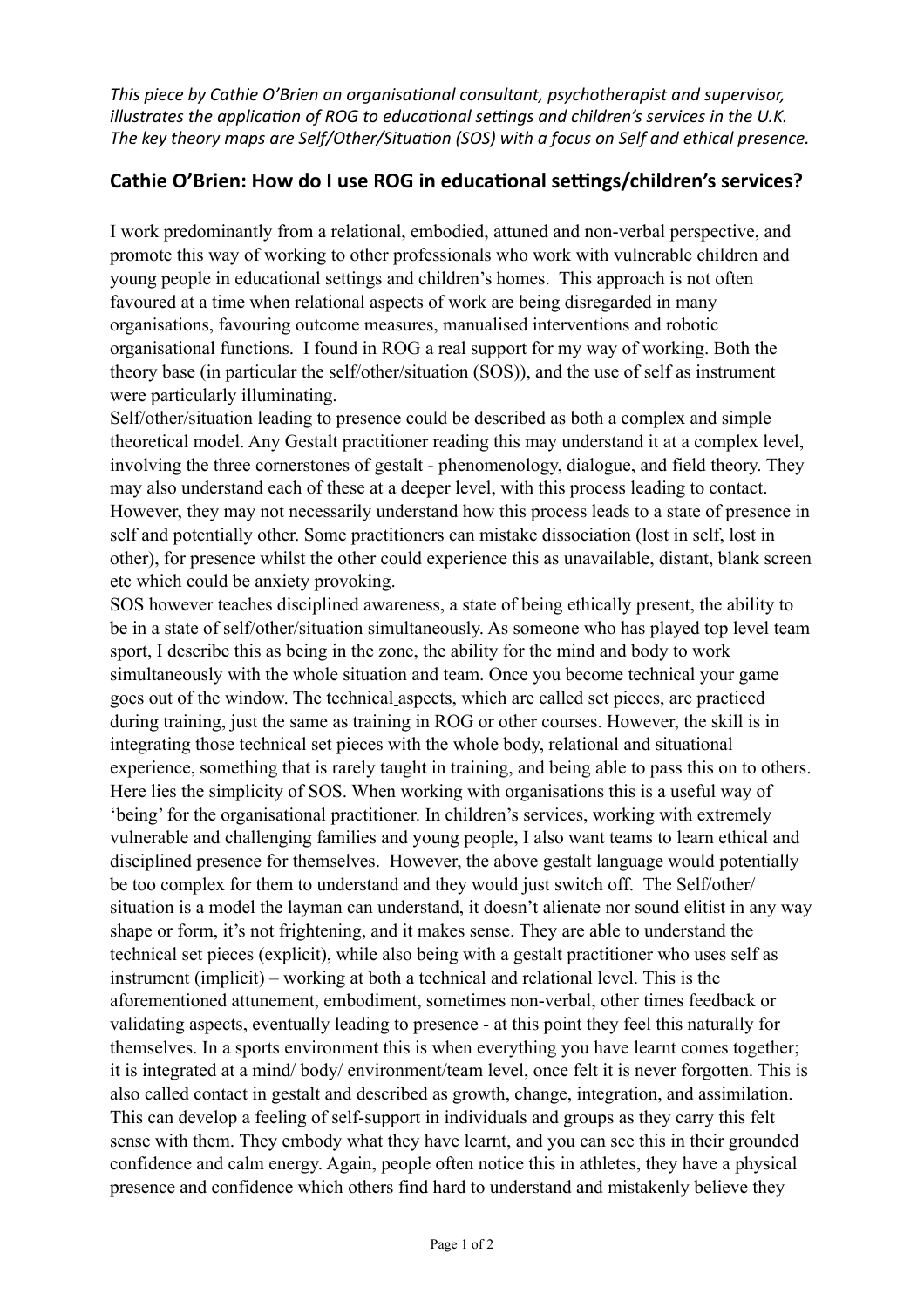*This piece by Cathie O'Brien an organisational consultant, psychotherapist and supervisor, illustrates the application of ROG to educational settings and children's services in the U.K. The key theory maps are Self/Other/Situation (SOS) with a focus on Self and ethical presence.*

## Cathie O'Brien: How do I use ROG in educational settings/children's services?

I work predominantly from a relational, embodied, attuned and non-verbal perspective, and promote this way of working to other professionals who work with vulnerable children and young people in educational settings and children's homes. This approach is not often favoured at a time when relational aspects of work are being disregarded in many organisations, favouring outcome measures, manualised interventions and robotic organisational functions. I found in ROG a real support for my way of working. Both the theory base (in particular the self/other/situation (SOS)), and the use of self as instrument were particularly illuminating.

Self/other/situation leading to presence could be described as both a complex and simple theoretical model. Any Gestalt practitioner reading this may understand it at a complex level, involving the three cornerstones of gestalt - phenomenology, dialogue, and field theory. They may also understand each of these at a deeper level, with this process leading to contact. However, they may not necessarily understand how this process leads to a state of presence in self and potentially other. Some practitioners can mistake dissociation (lost in self, lost in other), for presence whilst the other could experience this as unavailable, distant, blank screen etc which could be anxiety provoking.

SOS however teaches disciplined awareness, a state of being ethically present, the ability to be in a state of self/other/situation simultaneously. As someone who has played top level team sport, I describe this as being in the zone, the ability for the mind and body to work simultaneously with the whole situation and team. Once you become technical your game goes out of the window. The technical aspects, which are called set pieces, are practiced during training, just the same as training in ROG or other courses. However, the skill is in integrating those technical set pieces with the whole body, relational and situational experience, something that is rarely taught in training, and being able to pass this on to others. Here lies the simplicity of SOS. When working with organisations this is a useful way of 'being' for the organisational practitioner. In children's services, working with extremely vulnerable and challenging families and young people, I also want teams to learn ethical and disciplined presence for themselves. However, the above gestalt language would potentially be too complex for them to understand and they would just switch off. The Self/other/situation is a model the layman can understand, it doesn't alienate nor sound elitist in any way shape or form, it's not frightening, and it makes sense. They are able to understand the technical set pieces (explicit), while also being with a gestalt practitioner who uses self as instrument (implicit) – working at both a technical and relational level. This is the aforementioned attunement, embodiment, sometimes non-verbal, other times feedback or validating aspects, eventually leading to presence - at this point they feel this naturally for themselves. In a sports environment this is when everything you have learnt comes together; it is integrated at a mind/ body/ environment/team level, once felt it is never forgotten. This is also called contact in gestalt and described as growth, change, integration, and assimilation. This can develop a feeling of self-support in individuals and groups as they carry this felt sense with them. They embody what they have learnt, and you can see this in their grounded confidence and calm energy. Again, people often notice this in athletes, they have a physical presence and confidence which others find hard to understand and mistakenly believe they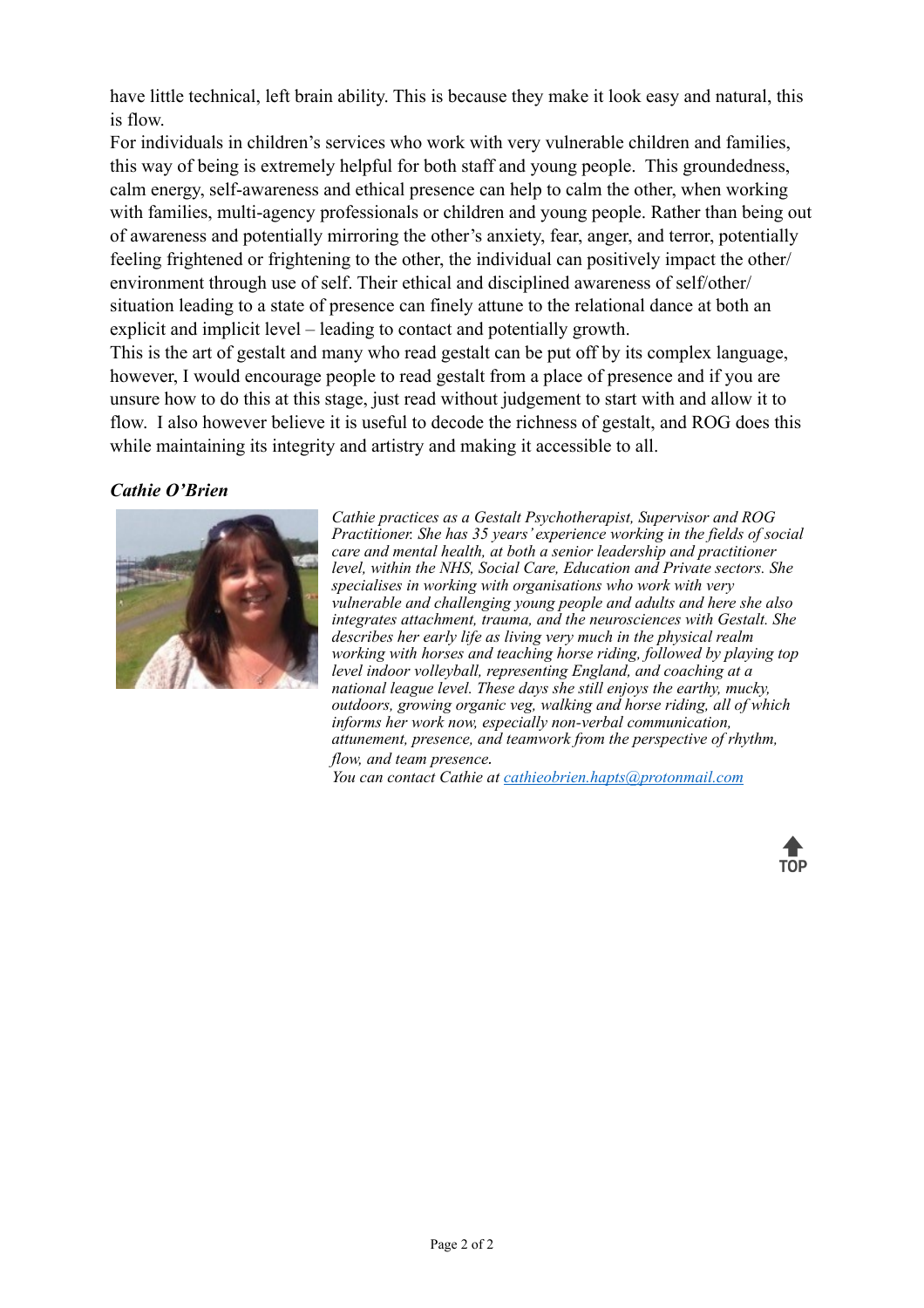have little technical, left brain ability. This is because they make it look easy and natural, this is flow.

For individuals in children's services who work with very vulnerable children and families, this way of being is extremely helpful for both staff and young people. This groundedness, calm energy, self-awareness and ethical presence can help to calm the other, when working with families, multi-agency professionals or children and young people. Rather than being out of awareness and potentially mirroring the other's anxiety, fear, anger, and terror, potentially feeling frightened or frightening to the other, the individual can positively impact the other/environment through use of self. Their ethical and disciplined awareness of self/other/situation leading to a state of presence can finely attune to the relational dance at both an explicit and implicit level – leading to contact and potentially growth.

This is the art of gestalt and many who read gestalt can be put off by its complex language, however, I would encourage people to read gestalt from a place of presence and if you are unsure how to do this at this stage, just read without judgement to start with and allow it to flow. I also however believe it is useful to decode the richness of gestalt, and ROG does this while maintaining its integrity and artistry and making it accessible to all.

***Cathie O'Brien***

*Cathie practices as a Gestalt Psychotherapist, Supervisor and ROG Practitioner. She has 35 years' experience working in the fields of social care and mental health, at both a senior leadership and practitioner level, within the NHS, Social Care, Education and Private sectors. She specialises in working with organisations who work with very vulnerable and challenging young people and adults and here she also integrates attachment, trauma, and the neurosciences with Gestalt. She describes her early life as living very much in the physical realm working with horses and teaching horse riding, followed by playing top level indoor volleyball, representing England, and coaching at a national league level. These days she still enjoys the earthy, mucky, outdoors, growing organic veg, walking and horse riding, all of which informs her work now, especially non-verbal communication, attunement, presence, and teamwork from the perspective of rhythm, flow, and team presence.*

*You can contact Cathie at [cathieobrien.hapts@protonmail.com](mailto:cathieobrien.hapts@protonmail.com)*